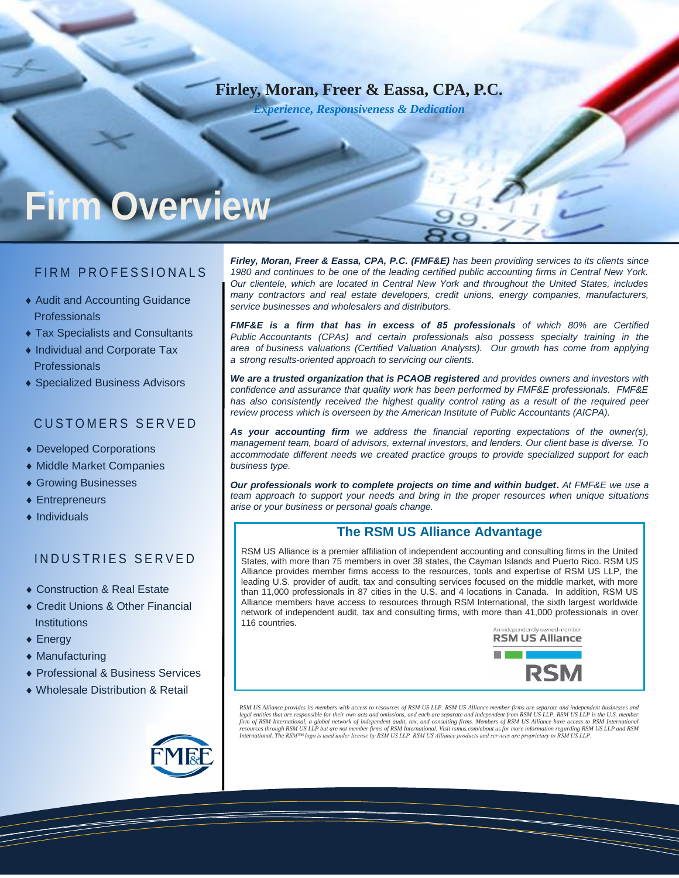**Firley, Moran, Freer & Eassa, CPA, P.C.**

*Experience, Responsiveness & Dedication*

# Firm Overview

## FIRM PROFESSIONALS

- Audit and Accounting Guidance Professionals
- Tax Specialists and Consultants
- Individual and Corporate Tax Professionals
- Specialized Business Advisors

## CUSTOMERS SERVED

- Developed Corporations
- Middle Market Companies
- Growing Businesses
- Entrepreneurs
- Individuals

## INDUSTRIES SERVED

- Construction & Real Estate
- Credit Unions & Other Financial Institutions
- Energy
- Manufacturing
- Professional & Business Services
- Wholesale Distribution & Retail

***Firley, Moran, Freer & Eassa, CPA, P.C. (FMF&E)*** *has been providing services to its clients since 1980 and continues to be one of the leading certified public accounting firms in Central New York. Our clientele, which are located in Central New York and throughout the United States, includes many contractors and real estate developers, credit unions, energy companies, manufacturers, service businesses and wholesalers and distributors.*

***FMF&E is a firm that has in excess of 85 professionals*** *of which 80% are Certified Public Accountants (CPAs) and certain professionals also possess specialty training in the area of business valuations (Certified Valuation Analysts). Our growth has come from applying a strong results-oriented approach to servicing our clients.*

***We are a trusted organization that is PCAOB registered*** *and provides owners and investors with confidence and assurance that quality work has been performed by FMF&E professionals. FMF&E has also consistently received the highest quality control rating as a result of the required peer review process which is overseen by the American Institute of Public Accountants (AICPA).*

***As your accounting firm*** *we address the financial reporting expectations of the owner(s), management team, board of advisors, external investors, and lenders. Our client base is diverse. To accommodate different needs we created practice groups to provide specialized support for each business type.*

***Our professionals work to complete projects on time and within budget.*** *At FMF&E we use a team approach to support your needs and bring in the proper resources when unique situations arise or your business or personal goals change.*

## The RSM US Alliance Advantage

RSM US Alliance is a premier affiliation of independent accounting and consulting firms in the United States, with more than 75 members in over 38 states, the Cayman Islands and Puerto Rico. RSM US Alliance provides member firms access to the resources, tools and expertise of RSM US LLP, the leading U.S. provider of audit, tax and consulting services focused on the middle market, with more than 11,000 professionals in 87 cities in the U.S. and 4 locations in Canada. In addition, RSM US Alliance members have access to resources through RSM International, the sixth largest worldwide network of independent audit, tax and consulting firms, with more than 41,000 professionals in over 116 countries.

An independently owned member
RSM US Alliance
RSM

*RSM US Alliance provides its members with access to resources of RSM US LLP. RSM US Alliance member firms are separate and independent businesses and legal entities that are responsible for their own acts and omissions, and each are separate and independent from RSM US LLP. RSM US LLP is the U.S. member firm of RSM International, a global network of independent audit, tax, and consulting firms. Members of RSM US Alliance have access to RSM International resources through RSM US LLP but are not member firms of RSM International. Visit rsmus.com/about us for more information regarding RSM US LLP and RSM International. The RSM™ logo is used under license by RSM US LLP. RSM US Alliance products and services are proprietary to RSM US LLP.*

FMF&E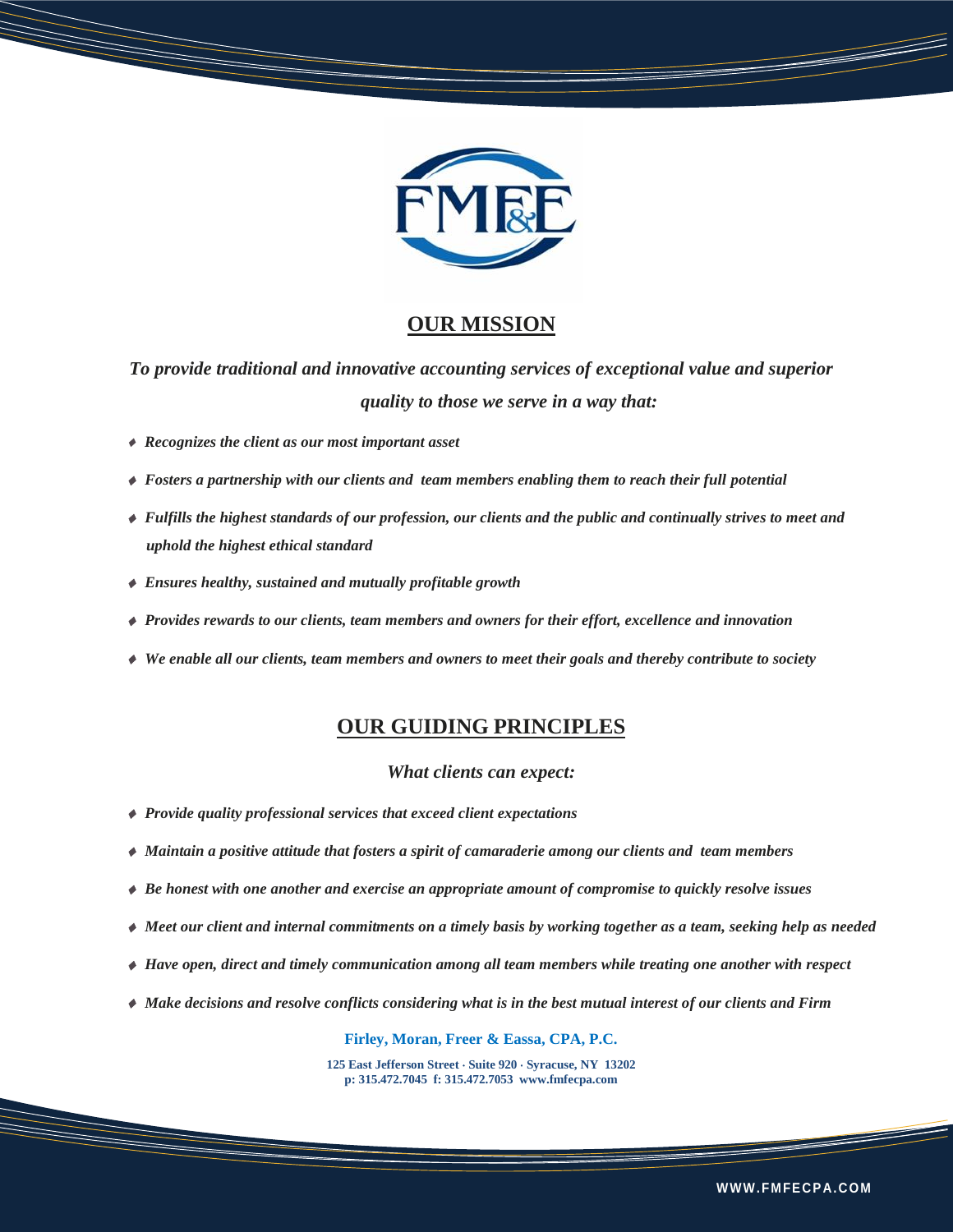## OUR MISSION

***To provide traditional and innovative accounting services of exceptional value and superior quality to those we serve in a way that:***

- ***Recognizes the client as our most important asset***
- ***Fosters a partnership with our clients and team members enabling them to reach their full potential***
- ***Fulfills the highest standards of our profession, our clients and the public and continually strives to meet and uphold the highest ethical standard***
- ***Ensures healthy, sustained and mutually profitable growth***
- ***Provides rewards to our clients, team members and owners for their effort, excellence and innovation***
- ***We enable all our clients, team members and owners to meet their goals and thereby contribute to society***

## OUR GUIDING PRINCIPLES

***What clients can expect:***

- ***Provide quality professional services that exceed client expectations***
- ***Maintain a positive attitude that fosters a spirit of camaraderie among our clients and team members***
- ***Be honest with one another and exercise an appropriate amount of compromise to quickly resolve issues***
- ***Meet our client and internal commitments on a timely basis by working together as a team, seeking help as needed***
- ***Have open, direct and timely communication among all team members while treating one another with respect***
- ***Make decisions and resolve conflicts considering what is in the best mutual interest of our clients and Firm***

**Firley, Moran, Freer & Eassa, CPA, P.C.**

**125 East Jefferson Street · Suite 920 · Syracuse, NY 13202**
**p: 315.472.7045 f: 315.472.7053 www.fmfecpa.com**

WWW.FMFECPA.COM